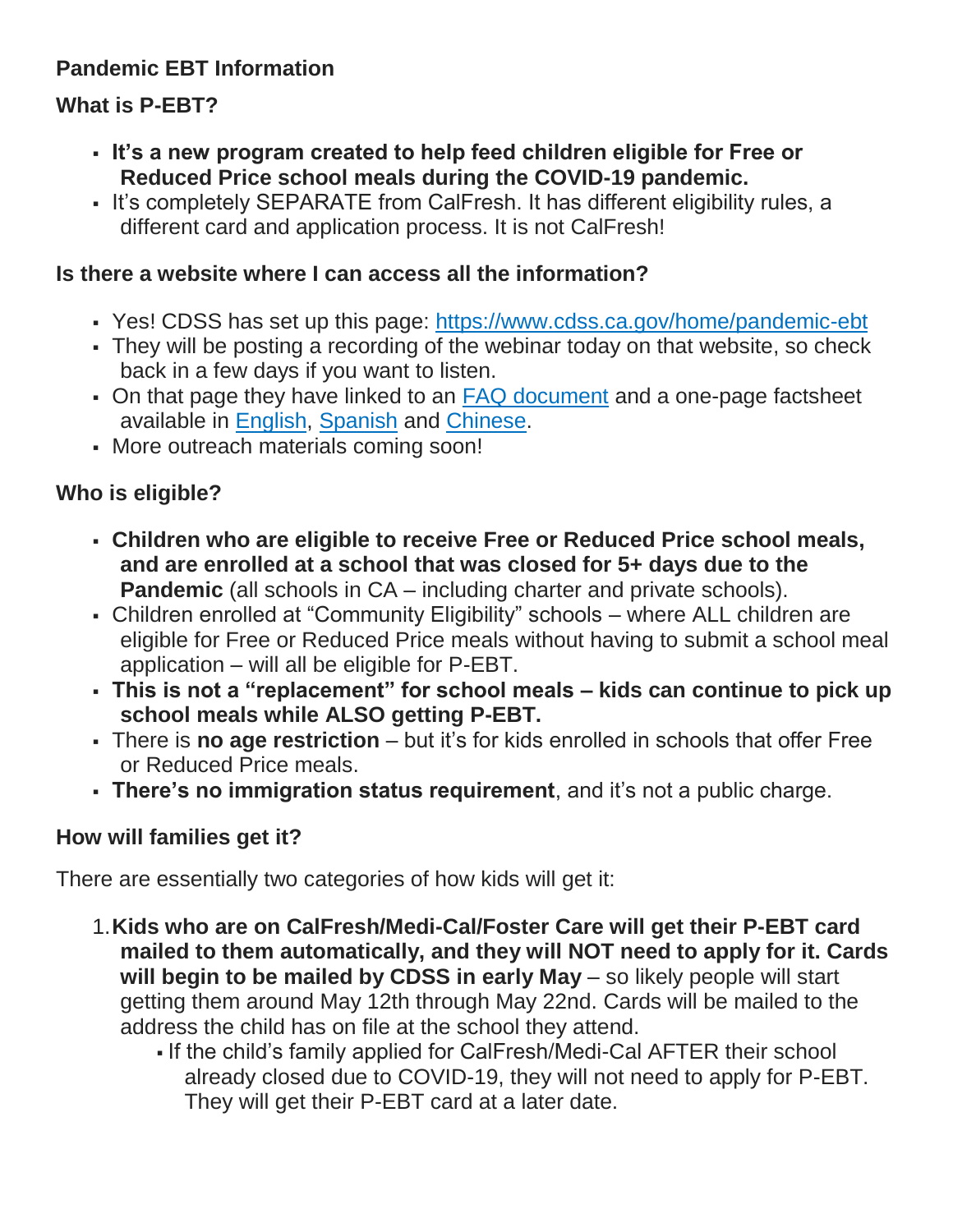**Pandemic EBT Information**

**What is P-EBT?**

- **It's a new program created to help feed children eligible for Free or Reduced Price school meals during the COVID-19 pandemic.**
- It's completely SEPARATE from CalFresh. It has different eligibility rules, a different card and application process. It is not CalFresh!

**Is there a website where I can access all the information?**

- Yes! CDSS has set up this page: [https://www.cdss.ca.gov/home/pandemic-ebt](https://www.cdss.ca.gov/home/pandemic-ebt)
- They will be posting a recording of the webinar today on that website, so check back in a few days if you want to listen.
- On that page they have linked to an FAQ document and a one-page factsheet available in English, Spanish and Chinese.
- More outreach materials coming soon!

**Who is eligible?**

- **Children who are eligible to receive Free or Reduced Price school meals, and are enrolled at a school that was closed for 5+ days due to the Pandemic** (all schools in CA – including charter and private schools).
- Children enrolled at "Community Eligibility" schools – where ALL children are eligible for Free or Reduced Price meals without having to submit a school meal application – will all be eligible for P-EBT.
- **This is not a "replacement" for school meals – kids can continue to pick up school meals while ALSO getting P-EBT.**
- There is **no age restriction** – but it's for kids enrolled in schools that offer Free or Reduced Price meals.
- **There's no immigration status requirement**, and it's not a public charge.

**How will families get it?**

There are essentially two categories of how kids will get it:

1. **Kids who are on CalFresh/Medi-Cal/Foster Care will get their P-EBT card mailed to them automatically, and they will NOT need to apply for it. Cards will begin to be mailed by CDSS in early May** – so likely people will start getting them around May 12th through May 22nd. Cards will be mailed to the address the child has on file at the school they attend.
   - If the child's family applied for CalFresh/Medi-Cal AFTER their school already closed due to COVID-19, they will not need to apply for P-EBT. They will get their P-EBT card at a later date.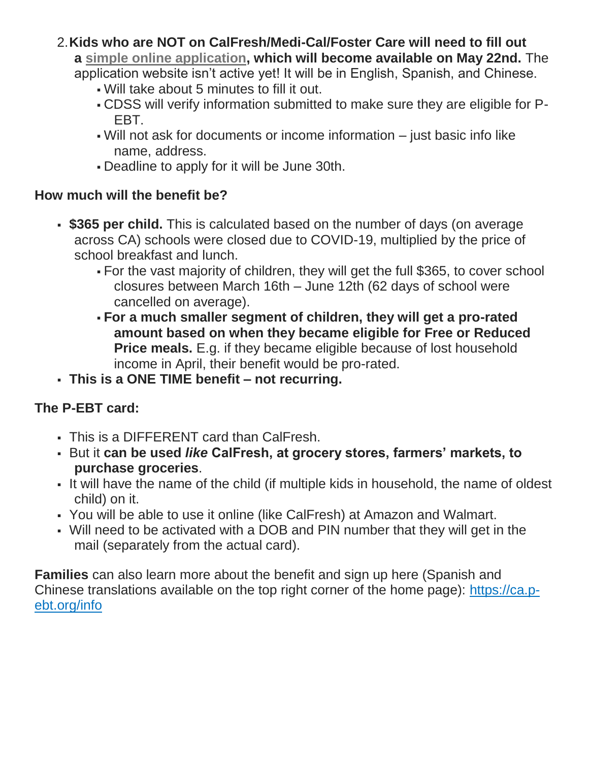2. **Kids who are NOT on CalFresh/Medi-Cal/Foster Care will need to fill out a simple online application, which will become available on May 22nd.** The application website isn't active yet! It will be in English, Spanish, and Chinese.
    - Will take about 5 minutes to fill it out.
    - CDSS will verify information submitted to make sure they are eligible for P-EBT.
    - Will not ask for documents or income information – just basic info like name, address.
    - Deadline to apply for it will be June 30th.

**How much will the benefit be?**

- **$365 per child.** This is calculated based on the number of days (on average across CA) schools were closed due to COVID-19, multiplied by the price of school breakfast and lunch.
    - For the vast majority of children, they will get the full $365, to cover school closures between March 16th – June 12th (62 days of school were cancelled on average).
    - **For a much smaller segment of children, they will get a pro-rated amount based on when they became eligible for Free or Reduced Price meals.** E.g. if they became eligible because of lost household income in April, their benefit would be pro-rated.
- **This is a ONE TIME benefit – not recurring.**

**The P-EBT card:**

- This is a DIFFERENT card than CalFresh.
- But it **can be used *like* CalFresh, at grocery stores, farmers' markets, to purchase groceries**.
- It will have the name of the child (if multiple kids in household, the name of oldest child) on it.
- You will be able to use it online (like CalFresh) at Amazon and Walmart.
- Will need to be activated with a DOB and PIN number that they will get in the mail (separately from the actual card).

**Families** can also learn more about the benefit and sign up here (Spanish and Chinese translations available on the top right corner of the home page): https://ca.p-ebt.org/info